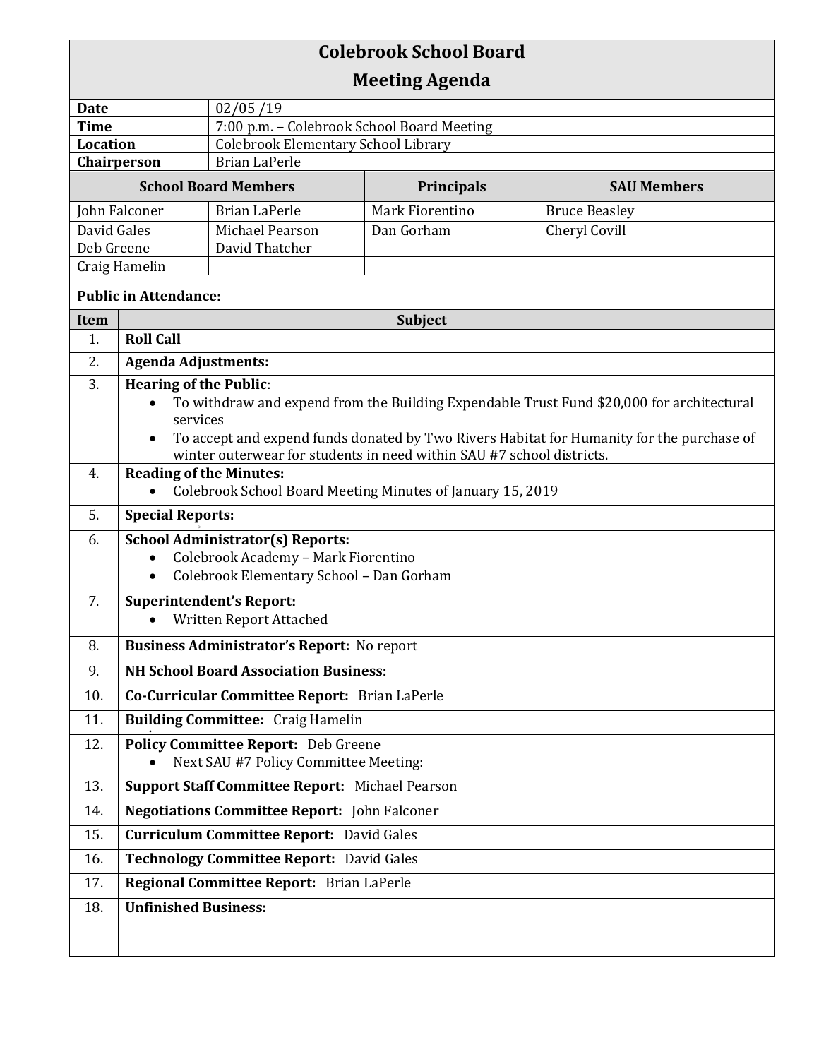# Colebrook School Board

## Meeting Agenda

| | |
|---|---|
| **Date** | 02/05 /19 |
| **Time** | 7:00 p.m. – Colebrook School Board Meeting |
| **Location** | Colebrook Elementary School Library |
| **Chairperson** | Brian LaPerle |

| School Board Members | | Principals | SAU Members |
|---|---|---|---|
| John Falconer | Brian LaPerle | Mark Fiorentino | Bruce Beasley |
| David Gales | Michael Pearson | Dan Gorham | Cheryl Covill |
| Deb Greene | David Thatcher | | |
| Craig Hamelin | | | |

**Public in Attendance:**

| Item | Subject |
|---|---|
| 1. | **Roll Call** |
| 2. | **Agenda Adjustments:** |
| 3. | **Hearing of the Public**: <br>• To withdraw and expend from the Building Expendable Trust Fund $20,000 for architectural services <br>• To accept and expend funds donated by Two Rivers Habitat for Humanity for the purchase of winter outerwear for students in need within SAU #7 school districts. |
| 4. | **Reading of the Minutes:** <br>• Colebrook School Board Meeting Minutes of January 15, 2019 |
| 5. | **Special Reports:** |
| 6. | **School Administrator(s) Reports:** <br>• Colebrook Academy – Mark Fiorentino <br>• Colebrook Elementary School – Dan Gorham |
| 7. | **Superintendent's Report:** <br>• Written Report Attached |
| 8. | **Business Administrator's Report:** No report |
| 9. | **NH School Board Association Business:** |
| 10. | **Co-Curricular Committee Report:** Brian LaPerle |
| 11. | **Building Committee:** Craig Hamelin |
| 12. | **Policy Committee Report:** Deb Greene <br>• Next SAU #7 Policy Committee Meeting: |
| 13. | **Support Staff Committee Report:** Michael Pearson |
| 14. | **Negotiations Committee Report:** John Falconer |
| 15. | **Curriculum Committee Report:** David Gales |
| 16. | **Technology Committee Report:** David Gales |
| 17. | **Regional Committee Report:** Brian LaPerle |
| 18. | **Unfinished Business:** |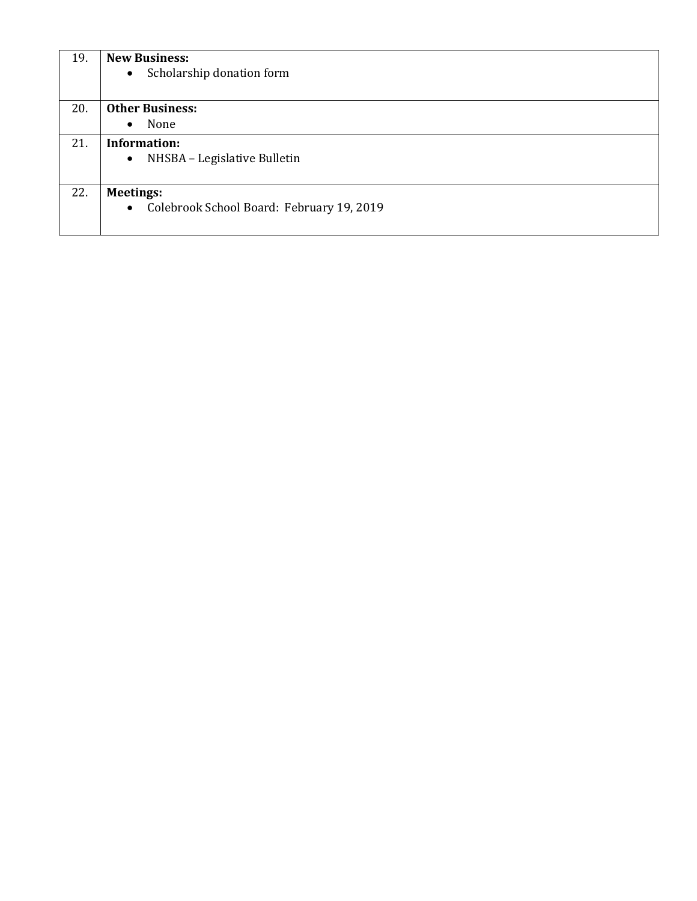| | |
|---|---|
| 19. | **New Business:**<br>• Scholarship donation form |
| 20. | **Other Business:**<br>• None |
| 21. | **Information:**<br>• NHSBA – Legislative Bulletin |
| 22. | **Meetings:**<br>• Colebrook School Board: February 19, 2019 |